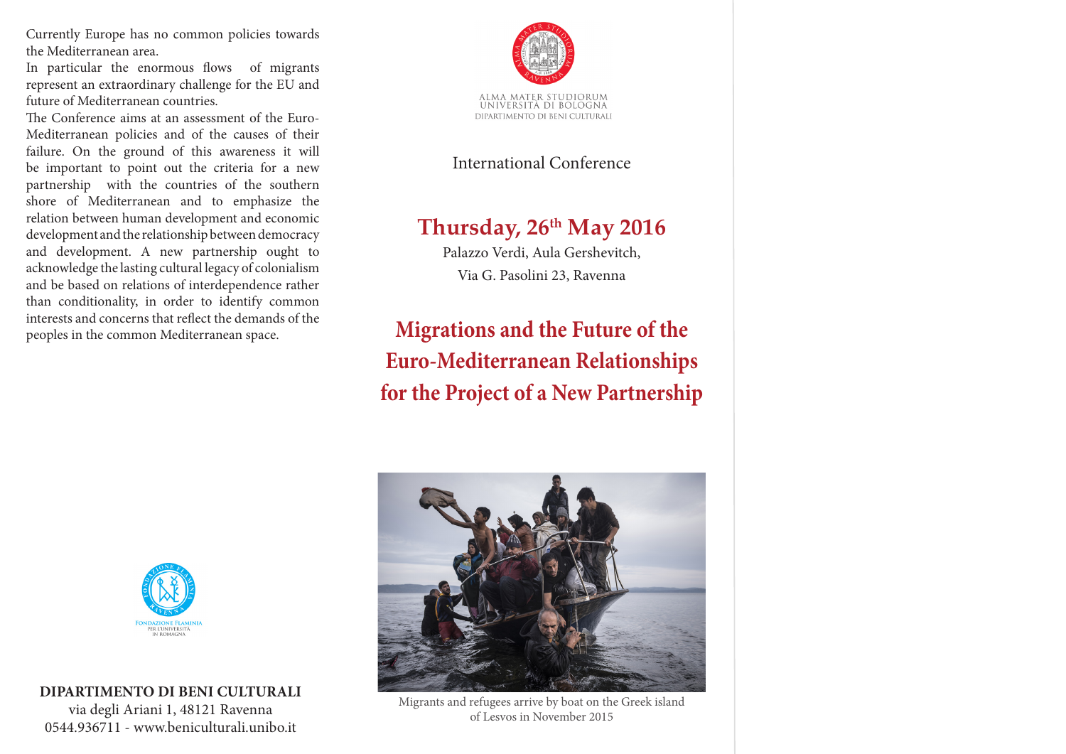Currently Europe has no common policies towards the Mediterranean area.

In particular the enormous flows of migrants represent an extraordinary challenge for the EU and future of Mediterranean countries.

The Conference aims at an assessment of the Euro-Mediterranean policies and of the causes of their failure. On the ground of this awareness it will be important to point out the criteria for a new partnership with the countries of the southern shore of Mediterranean and to emphasize the relation between human development and economic development and the relationship between democracy and development. A new partnership ought to acknowledge the lasting cultural legacy of colonialism and be based on relations of interdependence rather than conditionality, in order to identify common interests and concerns that reflect the demands of the peoples in the common Mediterranean space.

FONDAZIONE FLAMINIA PER L'UNIVERSITÀ IN ROMAGNA

**DIPARTIMENTO DI BENI CULTURALI**
via degli Ariani 1, 48121 Ravenna
0544.936711 - www.beniculturali.unibo.it

ALMA MATER STUDIORUM
UNIVERSITÀ DI BOLOGNA
DIPARTIMENTO DI BENI CULTURALI

International Conference

## Thursday, 26th May 2016

Palazzo Verdi, Aula Gershevitch,
Via G. Pasolini 23, Ravenna

# Migrations and the Future of the Euro-Mediterranean Relationships for the Project of a New Partnership

Migrants and refugees arrive by boat on the Greek island of Lesvos in November 2015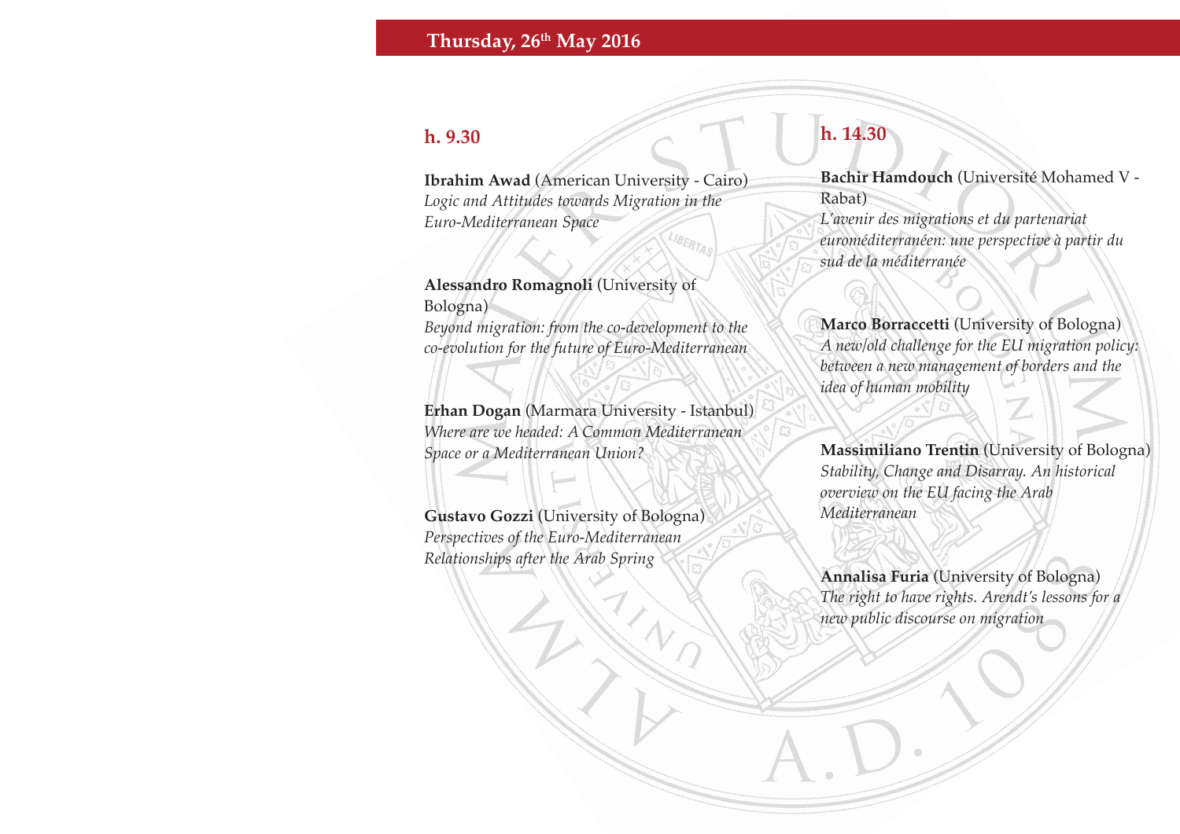## Thursday, 26th May 2016

### h. 9.30

**Ibrahim Awad** (American University - Cairo)
*Logic and Attitudes towards Migration in the Euro-Mediterranean Space*

**Alessandro Romagnoli** (University of Bologna)
*Beyond migration: from the co-development to the co-evolution for the future of Euro-Mediterranean*

**Erhan Dogan** (Marmara University - Istanbul)
*Where are we headed: A Common Mediterranean Space or a Mediterranean Union?*

**Gustavo Gozzi** (University of Bologna)
*Perspectives of the Euro-Mediterranean Relationships after the Arab Spring*

### h. 14.30

**Bachir Hamdouch** (Université Mohamed V - Rabat)
*L'avenir des migrations et du partenariat euroméditerranéen: une perspective à partir du sud de la méditerranée*

**Marco Borraccetti** (University of Bologna)
*A new/old challenge for the EU migration policy: between a new management of borders and the idea of human mobility*

**Massimiliano Trentin** (University of Bologna)
*Stability, Change and Disarray. An historical overview on the EU facing the Arab Mediterranean*

**Annalisa Furia** (University of Bologna)
*The right to have rights. Arendt's lessons for a new public discourse on migration*